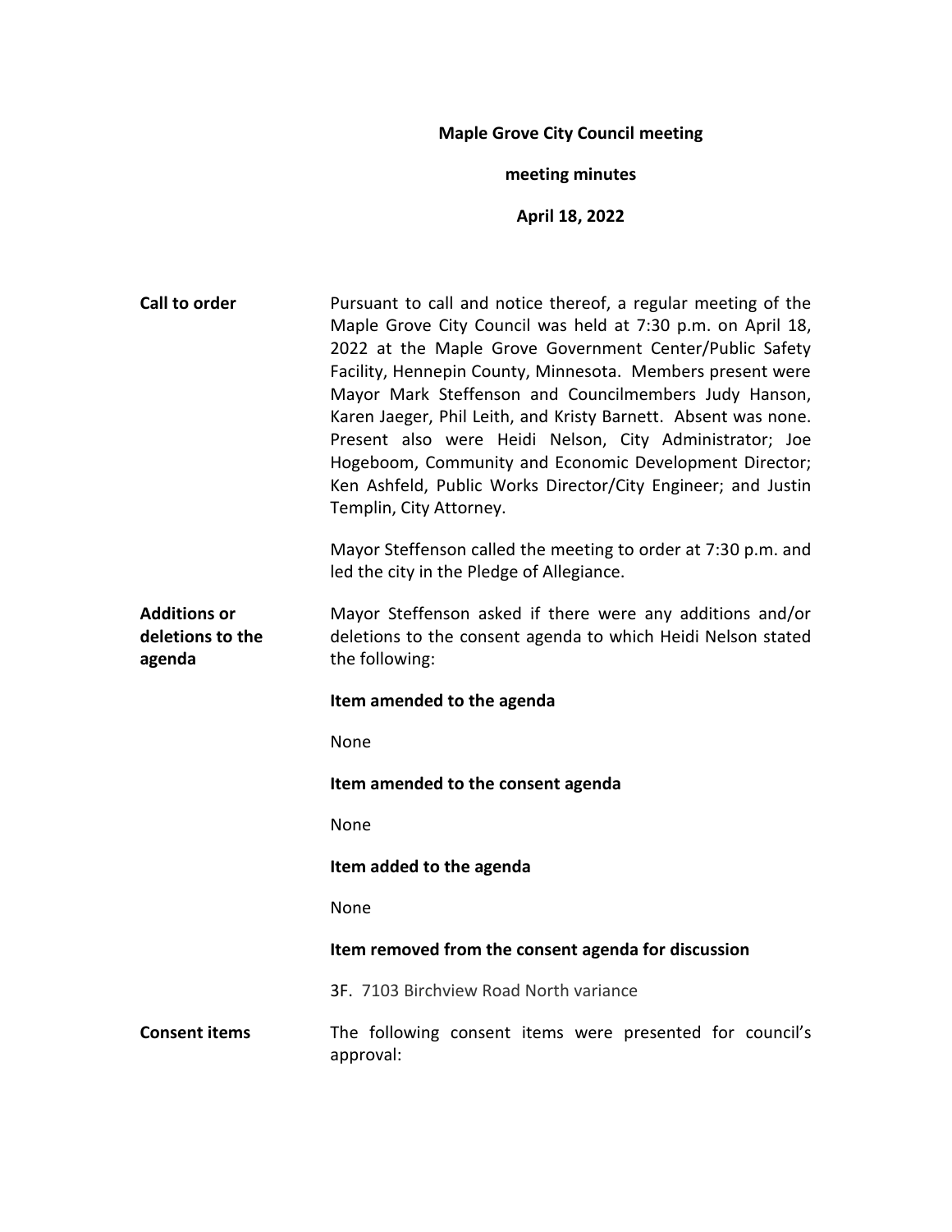**Maple Grove City Council meeting**

**meeting minutes**

**April 18, 2022**

**Call to order**

Pursuant to call and notice thereof, a regular meeting of the Maple Grove City Council was held at 7:30 p.m. on April 18, 2022 at the Maple Grove Government Center/Public Safety Facility, Hennepin County, Minnesota. Members present were Mayor Mark Steffenson and Councilmembers Judy Hanson, Karen Jaeger, Phil Leith, and Kristy Barnett. Absent was none. Present also were Heidi Nelson, City Administrator; Joe Hogeboom, Community and Economic Development Director; Ken Ashfeld, Public Works Director/City Engineer; and Justin Templin, City Attorney.

Mayor Steffenson called the meeting to order at 7:30 p.m. and led the city in the Pledge of Allegiance.

**Additions or deletions to the agenda**

Mayor Steffenson asked if there were any additions and/or deletions to the consent agenda to which Heidi Nelson stated the following:

**Item amended to the agenda**

None

**Item amended to the consent agenda**

None

**Item added to the agenda**

None

**Item removed from the consent agenda for discussion**

3F. 7103 Birchview Road North variance

**Consent items**

The following consent items were presented for council's approval: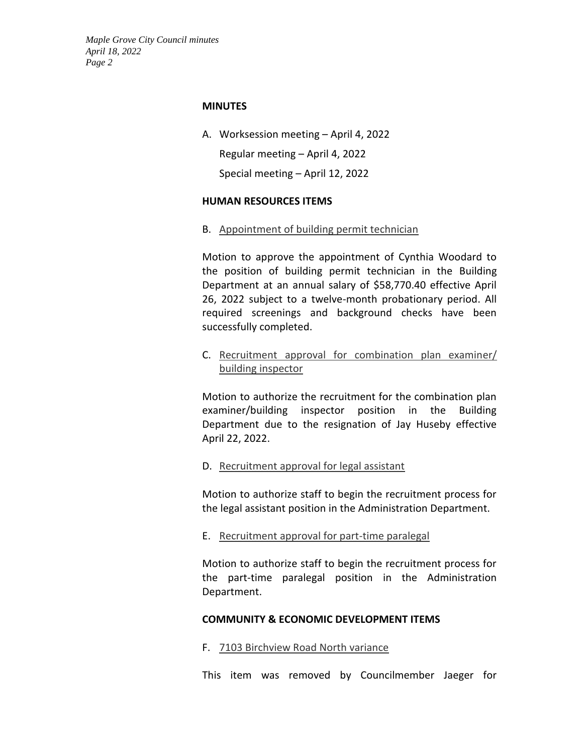**MINUTES**

A. Worksession meeting – April 4, 2022

   Regular meeting – April 4, 2022

   Special meeting – April 12, 2022

**HUMAN RESOURCES ITEMS**

B. Appointment of building permit technician

Motion to approve the appointment of Cynthia Woodard to the position of building permit technician in the Building Department at an annual salary of $58,770.40 effective April 26, 2022 subject to a twelve-month probationary period. All required screenings and background checks have been successfully completed.

C. Recruitment approval for combination plan examiner/ building inspector

Motion to authorize the recruitment for the combination plan examiner/building inspector position in the Building Department due to the resignation of Jay Huseby effective April 22, 2022.

D. Recruitment approval for legal assistant

Motion to authorize staff to begin the recruitment process for the legal assistant position in the Administration Department.

E. Recruitment approval for part-time paralegal

Motion to authorize staff to begin the recruitment process for the part-time paralegal position in the Administration Department.

**COMMUNITY & ECONOMIC DEVELOPMENT ITEMS**

F. 7103 Birchview Road North variance

This item was removed by Councilmember Jaeger for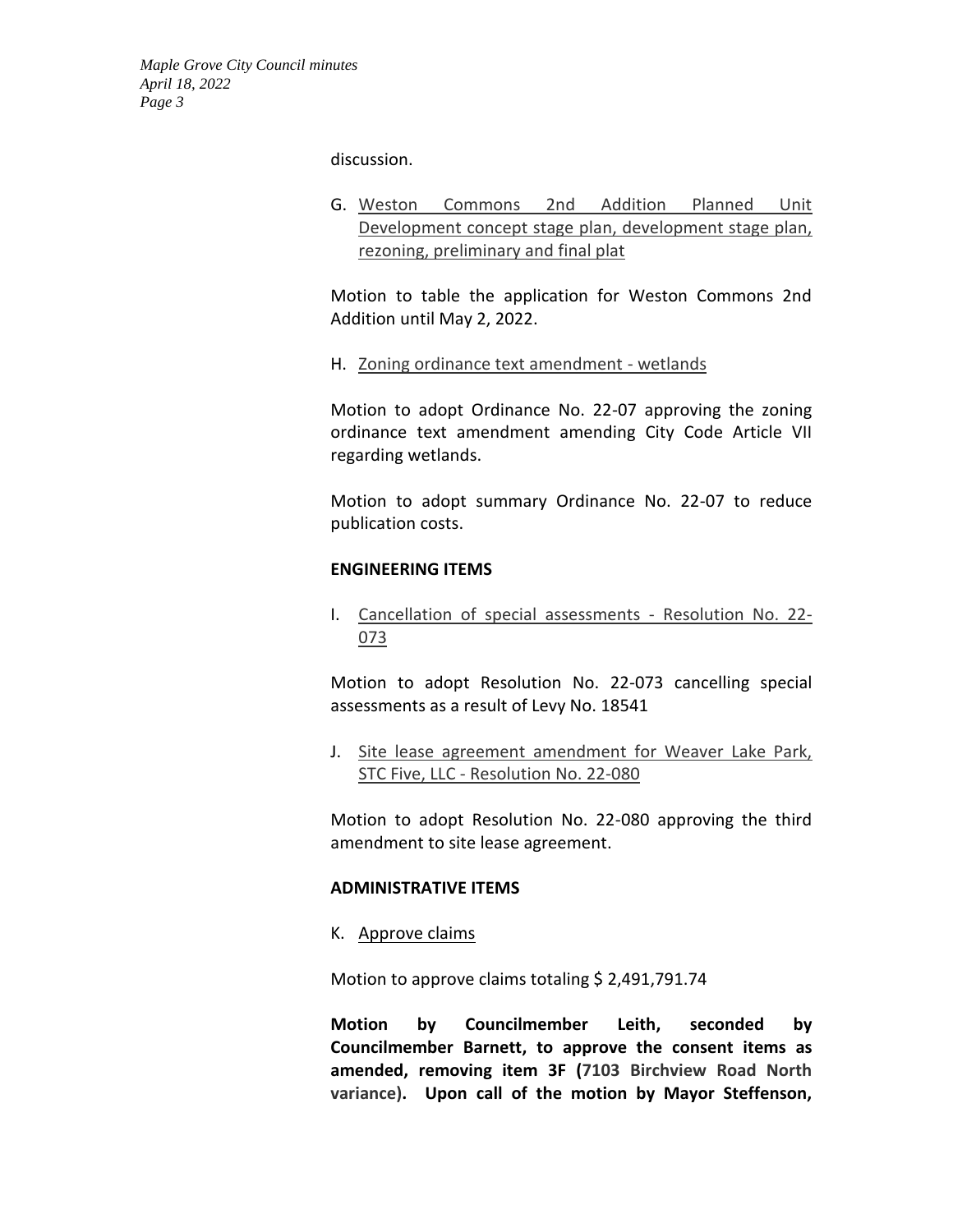discussion.

G. Weston Commons 2nd Addition Planned Unit Development concept stage plan, development stage plan, rezoning, preliminary and final plat

Motion to table the application for Weston Commons 2nd Addition until May 2, 2022.

H. Zoning ordinance text amendment - wetlands

Motion to adopt Ordinance No. 22-07 approving the zoning ordinance text amendment amending City Code Article VII regarding wetlands.

Motion to adopt summary Ordinance No. 22-07 to reduce publication costs.

**ENGINEERING ITEMS**

I. Cancellation of special assessments - Resolution No. 22-073

Motion to adopt Resolution No. 22-073 cancelling special assessments as a result of Levy No. 18541

J. Site lease agreement amendment for Weaver Lake Park, STC Five, LLC - Resolution No. 22-080

Motion to adopt Resolution No. 22-080 approving the third amendment to site lease agreement.

**ADMINISTRATIVE ITEMS**

K. Approve claims

Motion to approve claims totaling $ 2,491,791.74

**Motion by Councilmember Leith, seconded by Councilmember Barnett, to approve the consent items as amended, removing item 3F (7103 Birchview Road North variance). Upon call of the motion by Mayor Steffenson,**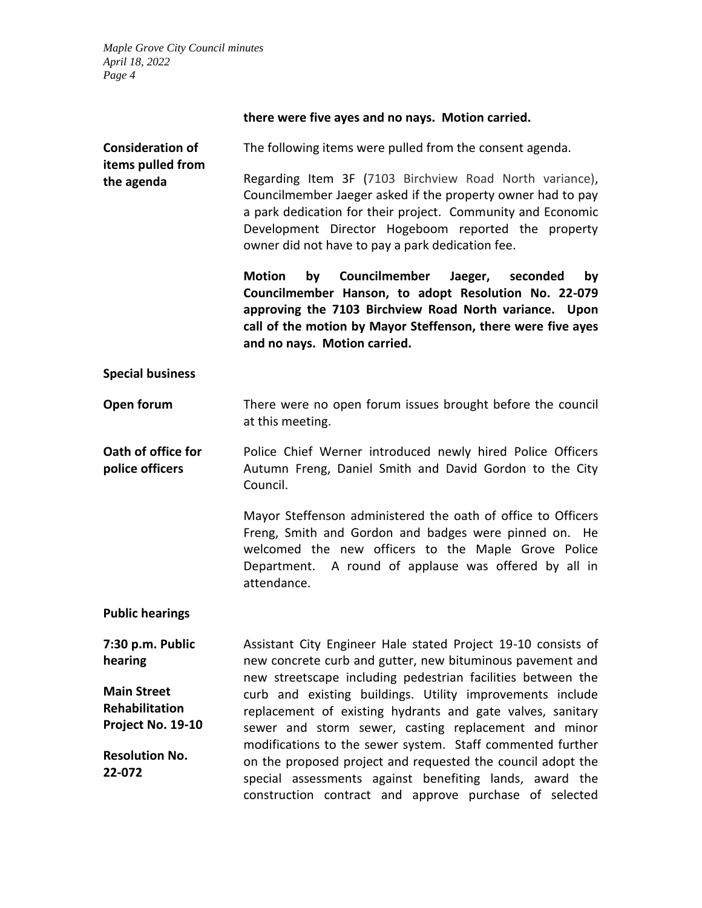**there were five ayes and no nays. Motion carried.**

**Consideration of items pulled from the agenda**

The following items were pulled from the consent agenda.

Regarding Item 3F (7103 Birchview Road North variance), Councilmember Jaeger asked if the property owner had to pay a park dedication for their project. Community and Economic Development Director Hogeboom reported the property owner did not have to pay a park dedication fee.

**Motion by Councilmember Jaeger, seconded by Councilmember Hanson, to adopt Resolution No. 22-079 approving the 7103 Birchview Road North variance. Upon call of the motion by Mayor Steffenson, there were five ayes and no nays. Motion carried.**

**Special business**

**Open forum**

There were no open forum issues brought before the council at this meeting.

**Oath of office for police officers**

Police Chief Werner introduced newly hired Police Officers Autumn Freng, Daniel Smith and David Gordon to the City Council.

Mayor Steffenson administered the oath of office to Officers Freng, Smith and Gordon and badges were pinned on. He welcomed the new officers to the Maple Grove Police Department. A round of applause was offered by all in attendance.

**Public hearings**

**7:30 p.m. Public hearing**

**Main Street Rehabilitation Project No. 19-10**

**Resolution No. 22-072**

Assistant City Engineer Hale stated Project 19-10 consists of new concrete curb and gutter, new bituminous pavement and new streetscape including pedestrian facilities between the curb and existing buildings. Utility improvements include replacement of existing hydrants and gate valves, sanitary sewer and storm sewer, casting replacement and minor modifications to the sewer system. Staff commented further on the proposed project and requested the council adopt the special assessments against benefiting lands, award the construction contract and approve purchase of selected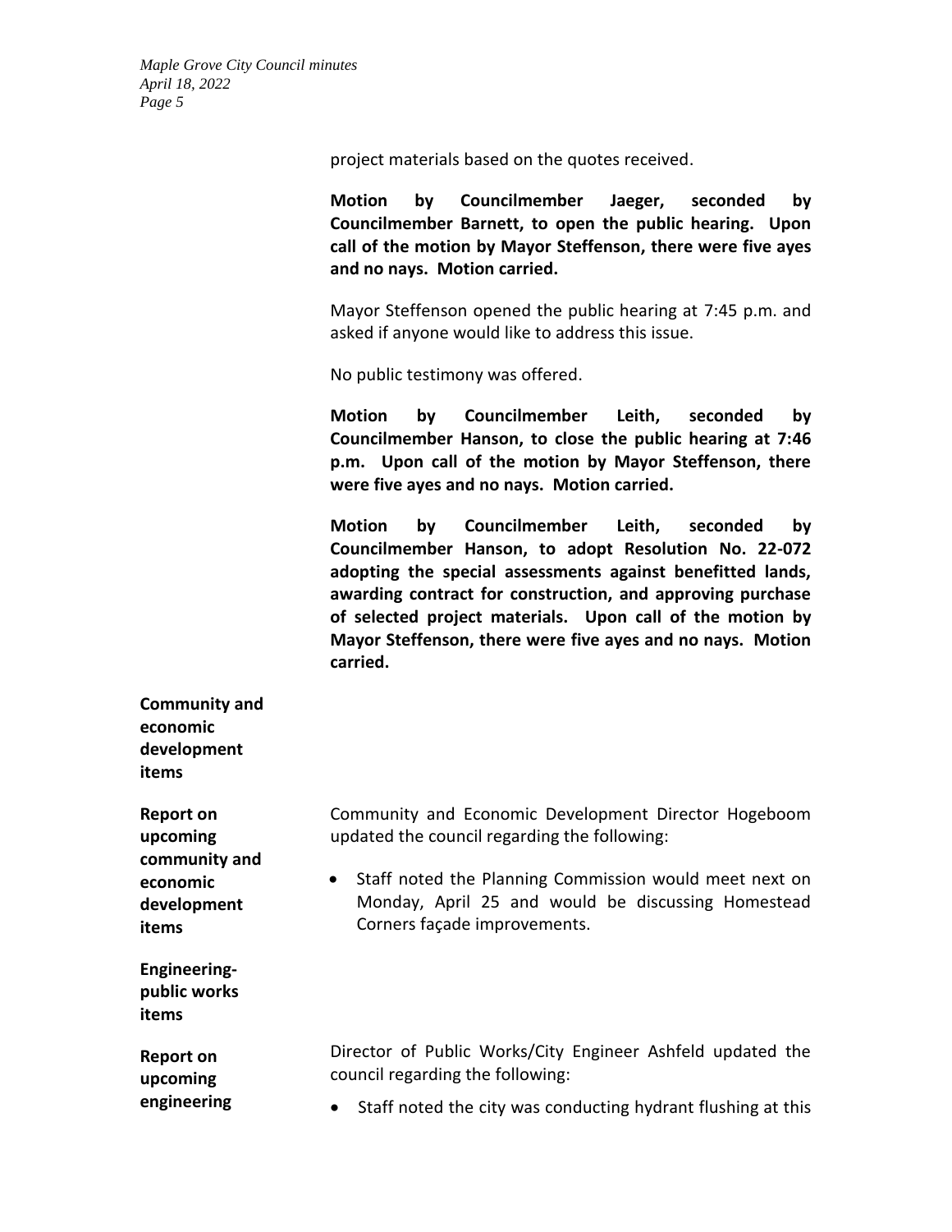project materials based on the quotes received.

**Motion by Councilmember Jaeger, seconded by Councilmember Barnett, to open the public hearing. Upon call of the motion by Mayor Steffenson, there were five ayes and no nays. Motion carried.**

Mayor Steffenson opened the public hearing at 7:45 p.m. and asked if anyone would like to address this issue.

No public testimony was offered.

**Motion by Councilmember Leith, seconded by Councilmember Hanson, to close the public hearing at 7:46 p.m. Upon call of the motion by Mayor Steffenson, there were five ayes and no nays. Motion carried.**

**Motion by Councilmember Leith, seconded by Councilmember Hanson, to adopt Resolution No. 22-072 adopting the special assessments against benefitted lands, awarding contract for construction, and approving purchase of selected project materials. Upon call of the motion by Mayor Steffenson, there were five ayes and no nays. Motion carried.**

**Community and economic development items**

**Report on upcoming community and economic development items**

Community and Economic Development Director Hogeboom updated the council regarding the following:

- Staff noted the Planning Commission would meet next on Monday, April 25 and would be discussing Homestead Corners façade improvements.

**Engineering-public works items**

**Report on upcoming engineering**

Director of Public Works/City Engineer Ashfeld updated the council regarding the following:

- Staff noted the city was conducting hydrant flushing at this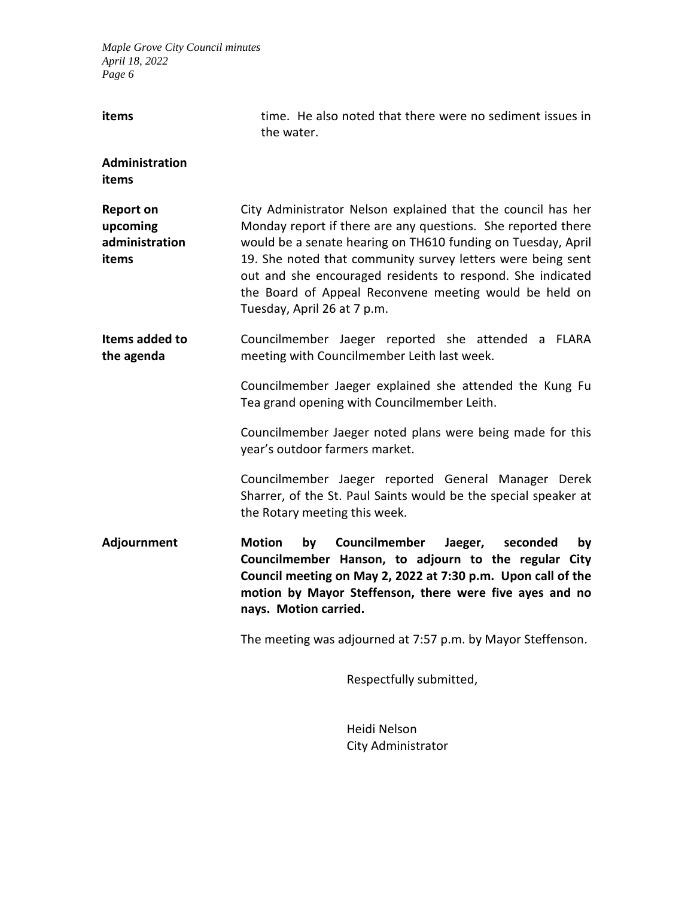**items** time. He also noted that there were no sediment issues in the water.

**Administration items**

**Report on upcoming administration items**

City Administrator Nelson explained that the council has her Monday report if there are any questions. She reported there would be a senate hearing on TH610 funding on Tuesday, April 19. She noted that community survey letters were being sent out and she encouraged residents to respond. She indicated the Board of Appeal Reconvene meeting would be held on Tuesday, April 26 at 7 p.m.

**Items added to the agenda**

Councilmember Jaeger reported she attended a FLARA meeting with Councilmember Leith last week.

Councilmember Jaeger explained she attended the Kung Fu Tea grand opening with Councilmember Leith.

Councilmember Jaeger noted plans were being made for this year's outdoor farmers market.

Councilmember Jaeger reported General Manager Derek Sharrer, of the St. Paul Saints would be the special speaker at the Rotary meeting this week.

**Adjournment**

**Motion by Councilmember Jaeger, seconded by Councilmember Hanson, to adjourn to the regular City Council meeting on May 2, 2022 at 7:30 p.m. Upon call of the motion by Mayor Steffenson, there were five ayes and no nays. Motion carried.**

The meeting was adjourned at 7:57 p.m. by Mayor Steffenson.

Respectfully submitted,

Heidi Nelson
City Administrator